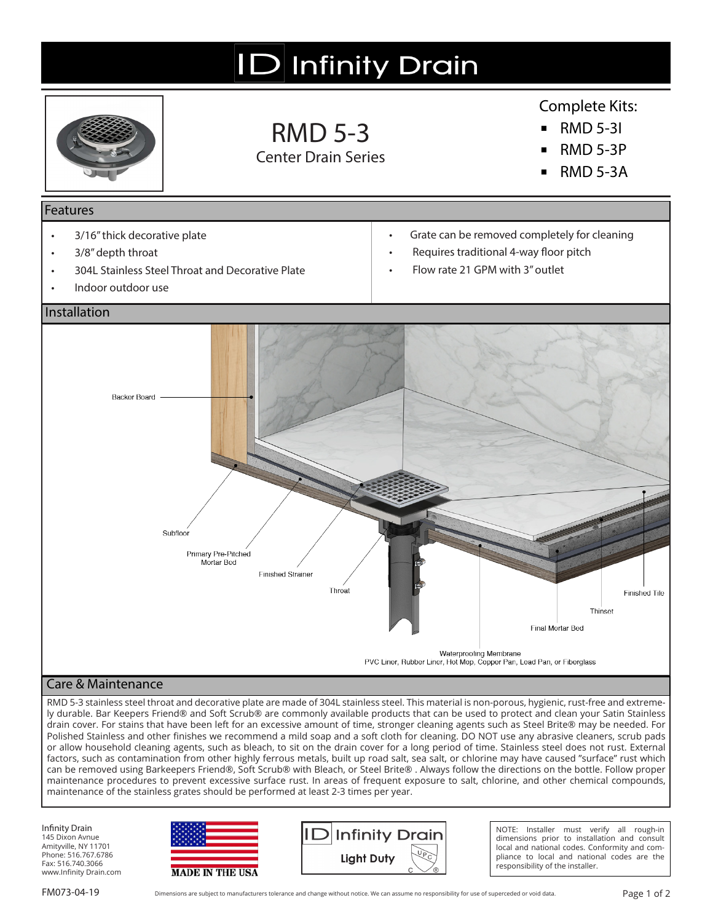# ID Infinity Drain

## RMD 5-3

Center Drain Series

Complete Kits:

- RMD 5-3I
- RMD 5-3P
- RMD 5-3A

## Features

- 3/16" thick decorative plate
- 3/8" depth throat
- 304L Stainless Steel Throat and Decorative Plate
- Indoor outdoor use
- Grate can be removed completely for cleaning
- Requires traditional 4-way floor pitch
- Flow rate 21 GPM with 3" outlet

## Installation

Backer Board

Subfloor

Primary Pre-Pitched Mortar Bed

Finished Strainer

Throat

Finished Tile

Thinset

Final Mortar Bed

Waterproofing Membrane
PVC Liner, Rubber Liner, Hot Mop, Copper Pan, Lead Pan, or Fiberglass

## Care & Maintenance

RMD 5-3 stainless steel throat and decorative plate are made of 304L stainless steel. This material is non-porous, hygienic, rust-free and extremely durable. Bar Keepers Friend® and Soft Scrub® are commonly available products that can be used to protect and clean your Satin Stainless drain cover. For stains that have been left for an excessive amount of time, stronger cleaning agents such as Steel Brite® may be needed. For Polished Stainless and other finishes we recommend a mild soap and a soft cloth for cleaning. DO NOT use any abrasive cleaners, scrub pads or allow household cleaning agents, such as bleach, to sit on the drain cover for a long period of time. Stainless steel does not rust. External factors, such as contamination from other highly ferrous metals, built up road salt, sea salt, or chlorine may have caused "surface" rust which can be removed using Barkeepers Friend®, Soft Scrub® with Bleach, or Steel Brite® . Always follow the directions on the bottle. Follow proper maintenance procedures to prevent excessive surface rust. In areas of frequent exposure to salt, chlorine, and other chemical compounds, maintenance of the stainless grates should be performed at least 2-3 times per year.

Infinity Drain
145 Dixon Avnue
Amityville, NY 11701
Phone: 516.767.6786
Fax: 516.740.3066
www.Infinity Drain.com

MADE IN THE USA

ID Infinity Drain
Light Duty
UPC

NOTE: Installer must verify all rough-in dimensions prior to installation and consult local and national codes. Conformity and compliance to local and national codes are the responsibility of the installer.

FM073-04-19

Dimensions are subject to manufacturers tolerance and change without notice. We can assume no responsibility for use of superceded or void data.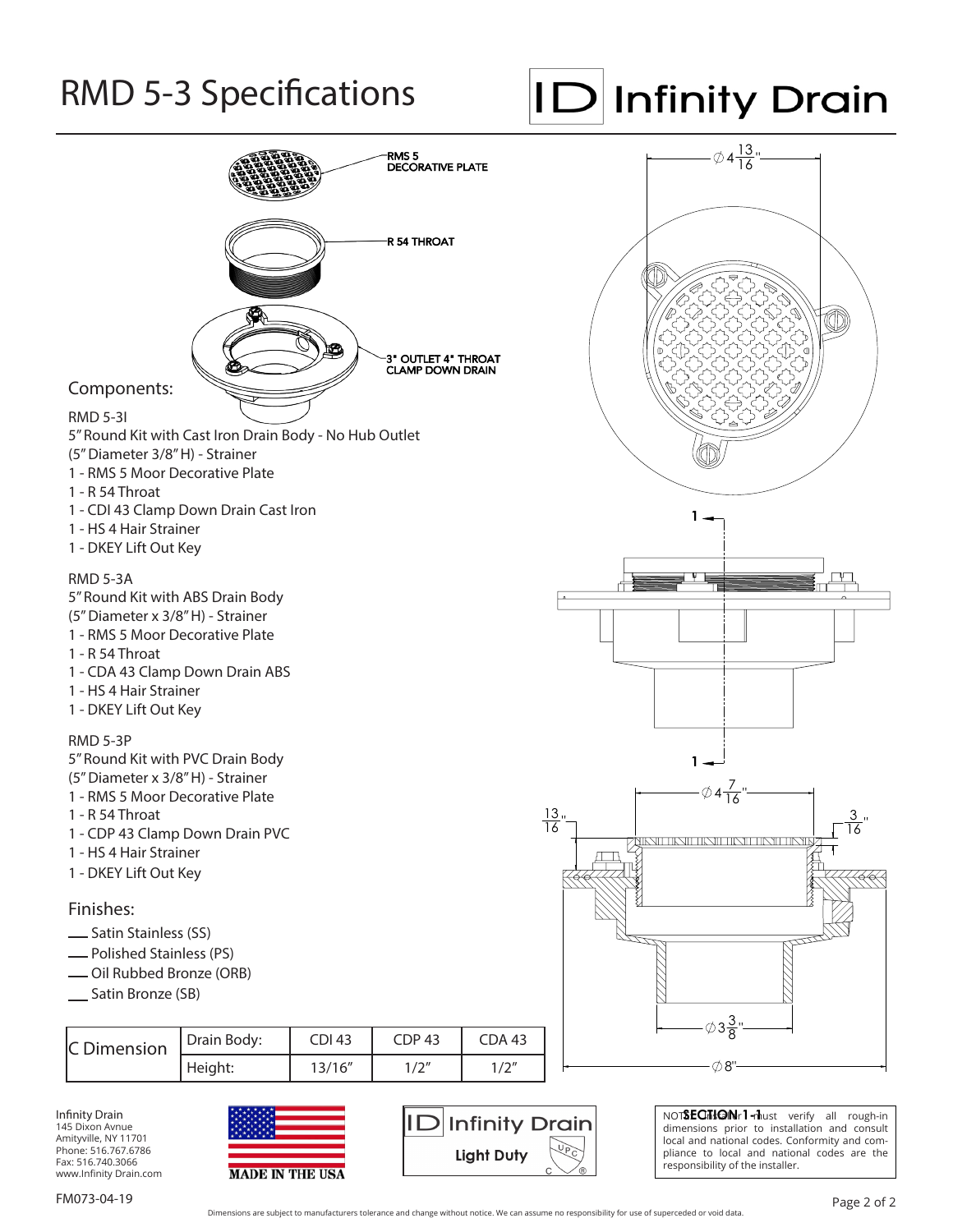# RMD 5-3 Specifications

Infinity Drain

RMS 5 DECORATIVE PLATE

R 54 THROAT

3" OUTLET 4" THROAT CLAMP DOWN DRAIN

## Components:

RMD 5-3I
5" Round Kit with Cast Iron Drain Body - No Hub Outlet
(5" Diameter 3/8" H) - Strainer
1 - RMS 5 Moor Decorative Plate
1 - R 54 Throat
1 - CDI 43 Clamp Down Drain Cast Iron
1 - HS 4 Hair Strainer
1 - DKEY Lift Out Key

RMD 5-3A
5" Round Kit with ABS Drain Body
(5" Diameter x 3/8" H) - Strainer
1 - RMS 5 Moor Decorative Plate
1 - R 54 Throat
1 - CDA 43 Clamp Down Drain ABS
1 - HS 4 Hair Strainer
1 - DKEY Lift Out Key

RMD 5-3P
5" Round Kit with PVC Drain Body
(5" Diameter x 3/8" H) - Strainer
1 - RMS 5 Moor Decorative Plate
1 - R 54 Throat
1 - CDP 43 Clamp Down Drain PVC
1 - HS 4 Hair Strainer
1 - DKEY Lift Out Key

## Finishes:

- ___ Satin Stainless (SS)
- ___ Polished Stainless (PS)
- ___ Oil Rubbed Bronze (ORB)
- ___ Satin Bronze (SB)

| C Dimension | Drain Body: | CDI 43 | CDP 43 | CDA 43 |
|---|---|---|---|---|
| | Height: | 13/16" | 1/2" | 1/2" |

$\varnothing 4\frac{13}{16}$"

1 — 1

$\varnothing 4\frac{7}{16}$"

$\frac{13}{16}$"

$\frac{3}{16}$"

$\varnothing 3\frac{3}{8}$"

$\varnothing 8$"

SECTION 1-1

Infinity Drain
145 Dixon Avnue
Amityville, NY 11701
Phone: 516.767.6786
Fax: 516.740.3066
www.Infinity Drain.com

MADE IN THE USA

Infinity Drain
Light Duty

NOTE: Installer must verify all rough-in dimensions prior to installation and consult local and national codes. Conformity and compliance to local and national codes are the responsibility of the installer.

FM073-04-19

Dimensions are subject to manufacturers tolerance and change without notice. We can assume no responsibility for use of superceded or void data.